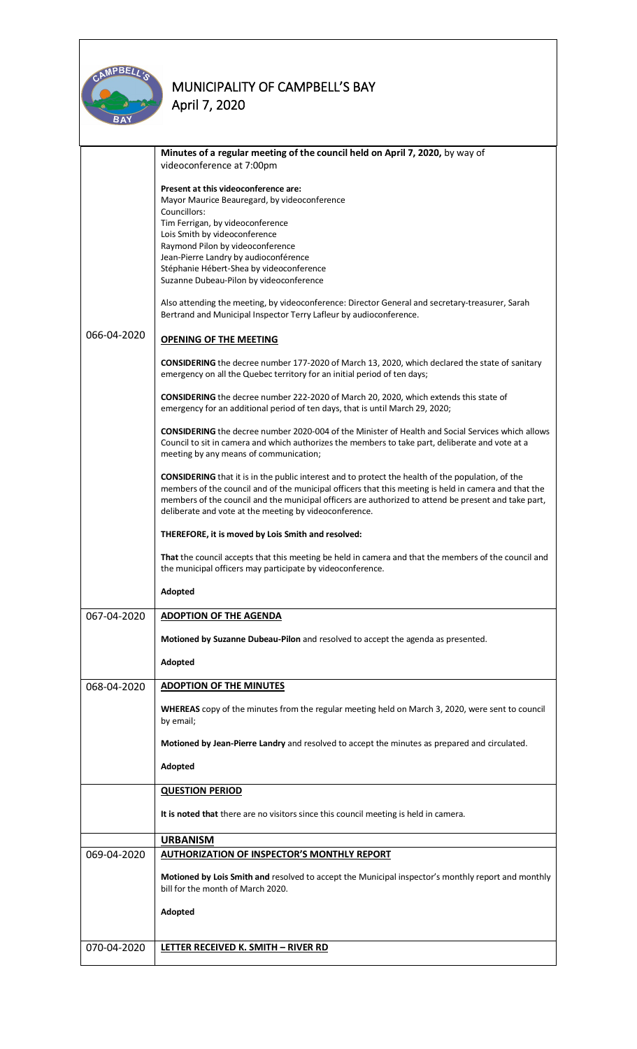# MUNICIPALITY OF CAMPBELL'S BAY

April 7, 2020

**Minutes of a regular meeting of the council held on April 7, 2020,** by way of videoconference at 7:00pm

**Present at this videoconference are:**
Mayor Maurice Beauregard, by videoconference
Councillors:
Tim Ferrigan, by videoconference
Lois Smith by videoconference
Raymond Pilon by videoconference
Jean-Pierre Landry by audioconférence
Stéphanie Hébert-Shea by videoconference
Suzanne Dubeau-Pilon by videoconference

Also attending the meeting, by videoconference: Director General and secretary-treasurer, Sarah Bertrand and Municipal Inspector Terry Lafleur by audioconference.

**066-04-2020**

## OPENING OF THE MEETING

**CONSIDERING** the decree number 177-2020 of March 13, 2020, which declared the state of sanitary emergency on all the Quebec territory for an initial period of ten days;

**CONSIDERING** the decree number 222-2020 of March 20, 2020, which extends this state of emergency for an additional period of ten days, that is until March 29, 2020;

**CONSIDERING** the decree number 2020-004 of the Minister of Health and Social Services which allows Council to sit in camera and which authorizes the members to take part, deliberate and vote at a meeting by any means of communication;

**CONSIDERING** that it is in the public interest and to protect the health of the population, of the members of the council and of the municipal officers that this meeting is held in camera and that the members of the council and the municipal officers are authorized to attend be present and take part, deliberate and vote at the meeting by videoconference.

**THEREFORE, it is moved by Lois Smith and resolved:**

**That** the council accepts that this meeting be held in camera and that the members of the council and the municipal officers may participate by videoconference.

**Adopted**

**067-04-2020**

## ADOPTION OF THE AGENDA

**Motioned by Suzanne Dubeau-Pilon** and resolved to accept the agenda as presented.

**Adopted**

**068-04-2020**

## ADOPTION OF THE MINUTES

**WHEREAS** copy of the minutes from the regular meeting held on March 3, 2020, were sent to council by email;

**Motioned by Jean-Pierre Landry** and resolved to accept the minutes as prepared and circulated.

**Adopted**

## QUESTION PERIOD

**It is noted that** there are no visitors since this council meeting is held in camera.

## URBANISM

**069-04-2020**

## AUTHORIZATION OF INSPECTOR'S MONTHLY REPORT

**Motioned by Lois Smith and** resolved to accept the Municipal inspector's monthly report and monthly bill for the month of March 2020.

**Adopted**

**070-04-2020**

## LETTER RECEIVED K. SMITH – RIVER RD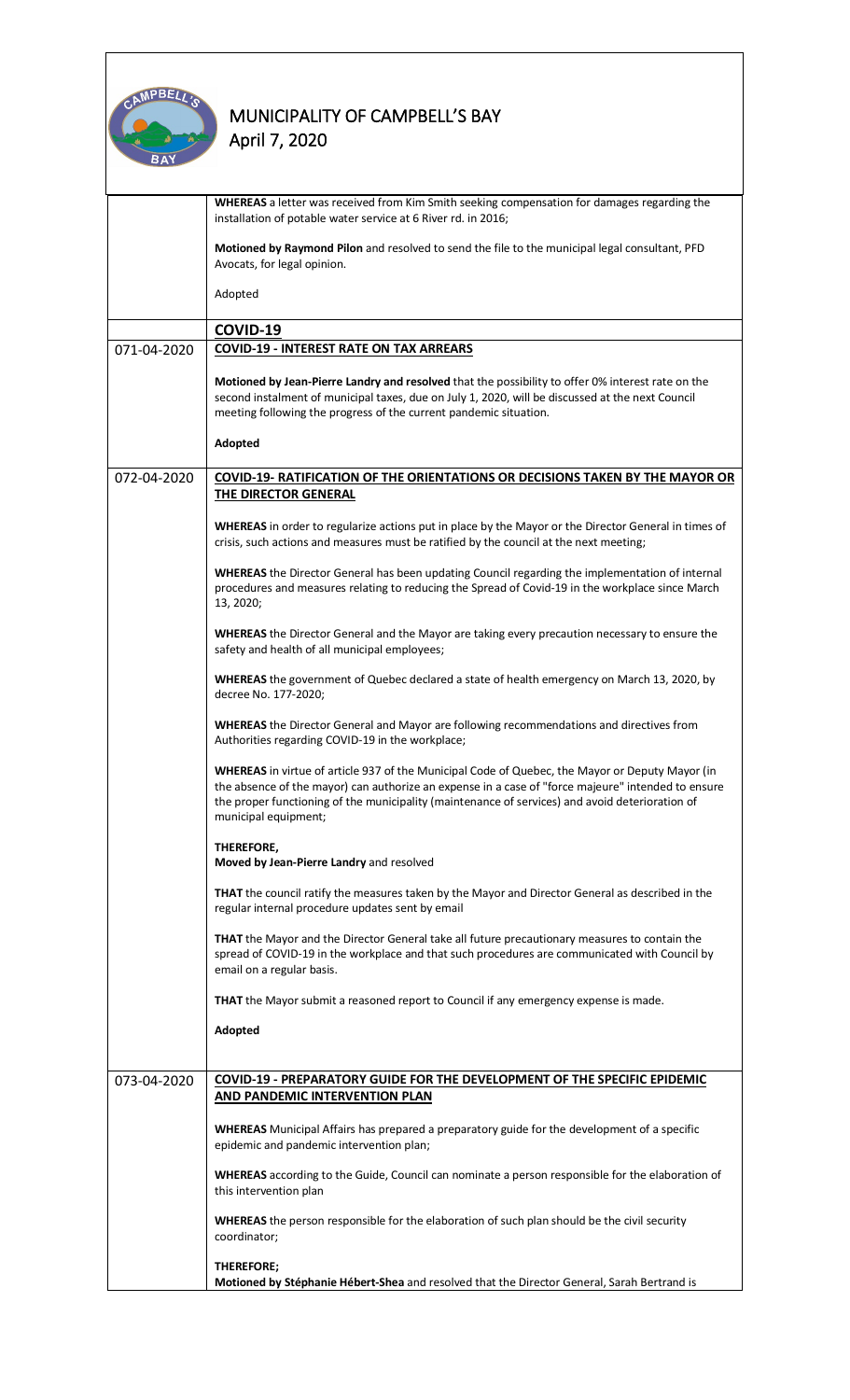**WHEREAS** a letter was received from Kim Smith seeking compensation for damages regarding the installation of potable water service at 6 River rd. in 2016;

**Motioned by Raymond Pilon** and resolved to send the file to the municipal legal consultant, PFD Avocats, for legal opinion.

Adopted

## COVID-19

### 071-04-2020 — COVID-19 - INTEREST RATE ON TAX ARREARS

**Motioned by Jean-Pierre Landry and resolved** that the possibility to offer 0% interest rate on the second instalment of municipal taxes, due on July 1, 2020, will be discussed at the next Council meeting following the progress of the current pandemic situation.

**Adopted**

### 072-04-2020 — COVID-19- RATIFICATION OF THE ORIENTATIONS OR DECISIONS TAKEN BY THE MAYOR OR THE DIRECTOR GENERAL

**WHEREAS** in order to regularize actions put in place by the Mayor or the Director General in times of crisis, such actions and measures must be ratified by the council at the next meeting;

**WHEREAS** the Director General has been updating Council regarding the implementation of internal procedures and measures relating to reducing the Spread of Covid-19 in the workplace since March 13, 2020;

**WHEREAS** the Director General and the Mayor are taking every precaution necessary to ensure the safety and health of all municipal employees;

**WHEREAS** the government of Quebec declared a state of health emergency on March 13, 2020, by decree No. 177-2020;

**WHEREAS** the Director General and Mayor are following recommendations and directives from Authorities regarding COVID-19 in the workplace;

**WHEREAS** in virtue of article 937 of the Municipal Code of Quebec, the Mayor or Deputy Mayor (in the absence of the mayor) can authorize an expense in a case of "force majeure" intended to ensure the proper functioning of the municipality (maintenance of services) and avoid deterioration of municipal equipment;

**THEREFORE,**
**Moved by Jean-Pierre Landry** and resolved

**THAT** the council ratify the measures taken by the Mayor and Director General as described in the regular internal procedure updates sent by email

**THAT** the Mayor and the Director General take all future precautionary measures to contain the spread of COVID-19 in the workplace and that such procedures are communicated with Council by email on a regular basis.

**THAT** the Mayor submit a reasoned report to Council if any emergency expense is made.

**Adopted**

### 073-04-2020 — COVID-19 - PREPARATORY GUIDE FOR THE DEVELOPMENT OF THE SPECIFIC EPIDEMIC AND PANDEMIC INTERVENTION PLAN

**WHEREAS** Municipal Affairs has prepared a preparatory guide for the development of a specific epidemic and pandemic intervention plan;

**WHEREAS** according to the Guide, Council can nominate a person responsible for the elaboration of this intervention plan

**WHEREAS** the person responsible for the elaboration of such plan should be the civil security coordinator;

**THEREFORE;**
**Motioned by Stéphanie Hébert-Shea** and resolved that the Director General, Sarah Bertrand is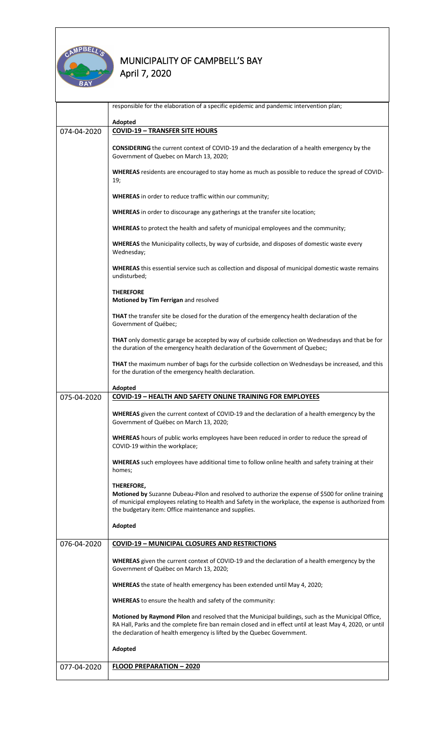responsible for the elaboration of a specific epidemic and pandemic intervention plan;

**Adopted**

**074-04-2020 — COVID-19 – TRANSFER SITE HOURS**

**CONSIDERING** the current context of COVID-19 and the declaration of a health emergency by the Government of Quebec on March 13, 2020;

**WHEREAS** residents are encouraged to stay home as much as possible to reduce the spread of COVID-19;

**WHEREAS** in order to reduce traffic within our community;

**WHEREAS** in order to discourage any gatherings at the transfer site location;

**WHEREAS** to protect the health and safety of municipal employees and the community;

**WHEREAS** the Municipality collects, by way of curbside, and disposes of domestic waste every Wednesday;

**WHEREAS** this essential service such as collection and disposal of municipal domestic waste remains undisturbed;

**THEREFORE**
**Motioned by Tim Ferrigan** and resolved

**THAT** the transfer site be closed for the duration of the emergency health declaration of the Government of Québec;

**THAT** only domestic garage be accepted by way of curbside collection on Wednesdays and that be for the duration of the emergency health declaration of the Government of Quebec;

**THAT** the maximum number of bags for the curbside collection on Wednesdays be increased, and this for the duration of the emergency health declaration.

**Adopted**

**075-04-2020 — COVID-19 – HEALTH AND SAFETY ONLINE TRAINING FOR EMPLOYEES**

**WHEREAS** given the current context of COVID-19 and the declaration of a health emergency by the Government of Québec on March 13, 2020;

**WHEREAS** hours of public works employees have been reduced in order to reduce the spread of COVID-19 within the workplace;

**WHEREAS** such employees have additional time to follow online health and safety training at their homes;

**THEREFORE,**
**Motioned by** Suzanne Dubeau-Pilon and resolved to authorize the expense of $500 for online training of municipal employees relating to Health and Safety in the workplace, the expense is authorized from the budgetary item: Office maintenance and supplies.

**Adopted**

**076-04-2020 — COVID-19 – MUNICIPAL CLOSURES AND RESTRICTIONS**

**WHEREAS** given the current context of COVID-19 and the declaration of a health emergency by the Government of Québec on March 13, 2020;

**WHEREAS** the state of health emergency has been extended until May 4, 2020;

**WHEREAS** to ensure the health and safety of the community:

**Motioned by Raymond Pilon** and resolved that the Municipal buildings, such as the Municipal Office, RA Hall, Parks and the complete fire ban remain closed and in effect until at least May 4, 2020, or until the declaration of health emergency is lifted by the Quebec Government.

**Adopted**

**077-04-2020 — FLOOD PREPARATION – 2020**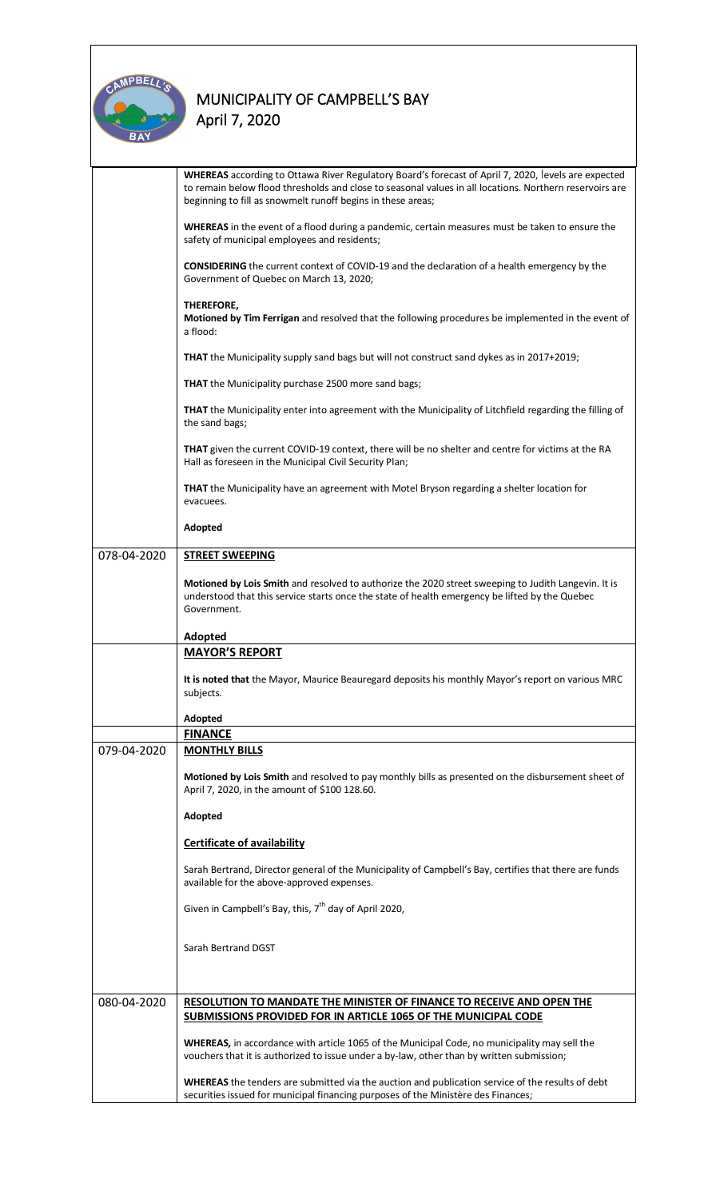# MUNICIPALITY OF CAMPBELL'S BAY
April 7, 2020

**WHEREAS** according to Ottawa River Regulatory Board's forecast of April 7, 2020, levels are expected to remain below flood thresholds and close to seasonal values in all locations. Northern reservoirs are beginning to fill as snowmelt runoff begins in these areas;

**WHEREAS** in the event of a flood during a pandemic, certain measures must be taken to ensure the safety of municipal employees and residents;

**CONSIDERING** the current context of COVID-19 and the declaration of a health emergency by the Government of Quebec on March 13, 2020;

**THEREFORE,**
**Motioned by Tim Ferrigan** and resolved that the following procedures be implemented in the event of a flood:

**THAT** the Municipality supply sand bags but will not construct sand dykes as in 2017+2019;

**THAT** the Municipality purchase 2500 more sand bags;

**THAT** the Municipality enter into agreement with the Municipality of Litchfield regarding the filling of the sand bags;

**THAT** given the current COVID-19 context, there will be no shelter and centre for victims at the RA Hall as foreseen in the Municipal Civil Security Plan;

**THAT** the Municipality have an agreement with Motel Bryson regarding a shelter location for evacuees.

**Adopted**

---

**078-04-2020** — **STREET SWEEPING**

**Motioned by Lois Smith** and resolved to authorize the 2020 street sweeping to Judith Langevin. It is understood that this service starts once the state of health emergency be lifted by the Quebec Government.

**Adopted**

---

**MAYOR'S REPORT**

**It is noted that** the Mayor, Maurice Beauregard deposits his monthly Mayor's report on various MRC subjects.

**Adopted**

---

**FINANCE**

**079-04-2020** — **MONTHLY BILLS**

**Motioned by Lois Smith** and resolved to pay monthly bills as presented on the disbursement sheet of April 7, 2020, in the amount of $100 128.60.

**Adopted**

**Certificate of availability**

Sarah Bertrand, Director general of the Municipality of Campbell's Bay, certifies that there are funds available for the above-approved expenses.

Given in Campbell's Bay, this, 7th day of April 2020,

Sarah Bertrand DGST

---

**080-04-2020** — **RESOLUTION TO MANDATE THE MINISTER OF FINANCE TO RECEIVE AND OPEN THE SUBMISSIONS PROVIDED FOR IN ARTICLE 1065 OF THE MUNICIPAL CODE**

**WHEREAS,** in accordance with article 1065 of the Municipal Code, no municipality may sell the vouchers that it is authorized to issue under a by-law, other than by written submission;

**WHEREAS** the tenders are submitted via the auction and publication service of the results of debt securities issued for municipal financing purposes of the Ministère des Finances;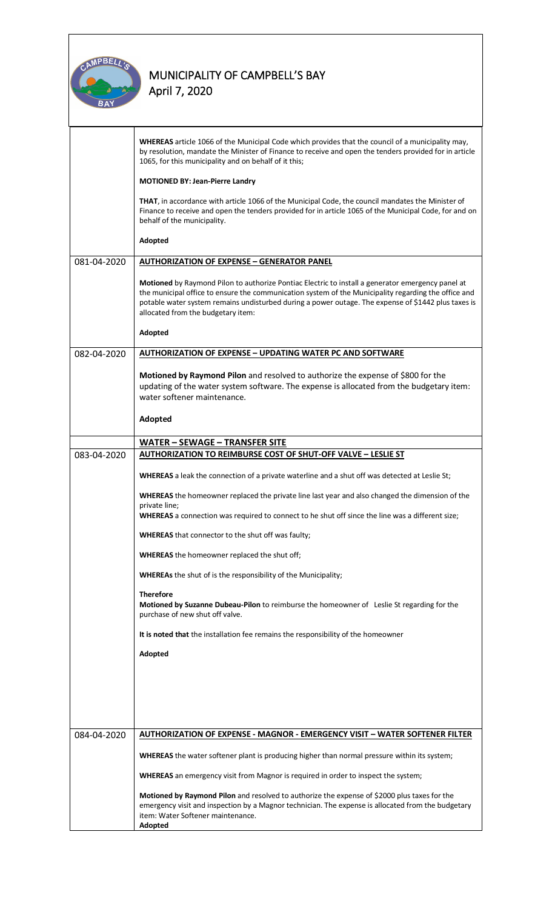| | |
|---|---|
| | **WHEREAS** article 1066 of the Municipal Code which provides that the council of a municipality may, by resolution, mandate the Minister of Finance to receive and open the tenders provided for in article 1065, for this municipality and on behalf of it this;<br><br>**MOTIONED BY: Jean-Pierre Landry**<br><br>**THAT**, in accordance with article 1066 of the Municipal Code, the council mandates the Minister of Finance to receive and open the tenders provided for in article 1065 of the Municipal Code, for and on behalf of the municipality.<br><br>**Adopted** |
| 081-04-2020 | **AUTHORIZATION OF EXPENSE – GENERATOR PANEL**<br><br>**Motioned** by Raymond Pilon to authorize Pontiac Electric to install a generator emergency panel at the municipal office to ensure the communication system of the Municipality regarding the office and potable water system remains undisturbed during a power outage. The expense of $1442 plus taxes is allocated from the budgetary item:<br><br>**Adopted** |
| 082-04-2020 | **AUTHORIZATION OF EXPENSE – UPDATING WATER PC AND SOFTWARE**<br><br>**Motioned by Raymond Pilon** and resolved to authorize the expense of $800 for the updating of the water system software. The expense is allocated from the budgetary item: water softener maintenance.<br><br>**Adopted** |
| | **WATER – SEWAGE – TRANSFER SITE** |
| 083-04-2020 | **AUTHORIZATION TO REIMBURSE COST OF SHUT-OFF VALVE – LESLIE ST**<br><br>**WHEREAS** a leak the connection of a private waterline and a shut off was detected at Leslie St;<br><br>**WHEREAS** the homeowner replaced the private line last year and also changed the dimension of the private line;<br>**WHEREAS** a connection was required to connect to he shut off since the line was a different size;<br><br>**WHEREAS** that connector to the shut off was faulty;<br><br>**WHEREAS** the homeowner replaced the shut off;<br><br>**WHEREAs** the shut of is the responsibility of the Municipality;<br><br>**Therefore**<br>**Motioned by Suzanne Dubeau-Pilon** to reimburse the homeowner of Leslie St regarding for the purchase of new shut off valve.<br><br>**It is noted that** the installation fee remains the responsibility of the homeowner<br><br>**Adopted** |
| 084-04-2020 | **AUTHORIZATION OF EXPENSE - MAGNOR - EMERGENCY VISIT – WATER SOFTENER FILTER**<br><br>**WHEREAS** the water softener plant is producing higher than normal pressure within its system;<br><br>**WHEREAS** an emergency visit from Magnor is required in order to inspect the system;<br><br>**Motioned by Raymond Pilon** and resolved to authorize the expense of $2000 plus taxes for the emergency visit and inspection by a Magnor technician. The expense is allocated from the budgetary item: Water Softener maintenance.<br>**Adopted** |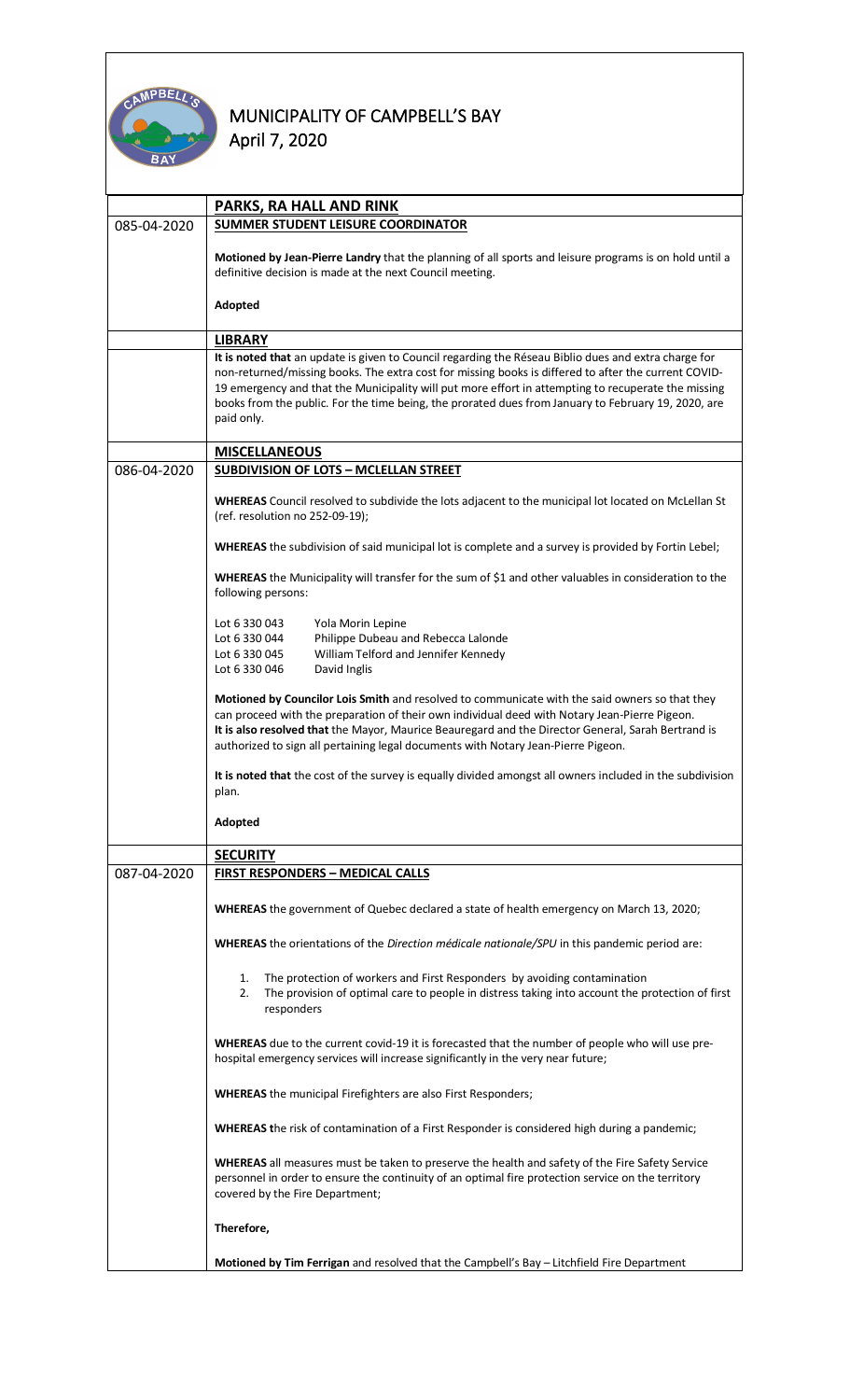| | |
|---|---|
| | **PARKS, RA HALL AND RINK** |
| 085-04-2020 | **SUMMER STUDENT LEISURE COORDINATOR**<br><br>**Motioned by Jean-Pierre Landry** that the planning of all sports and leisure programs is on hold until a definitive decision is made at the next Council meeting.<br><br>**Adopted** |
| | **LIBRARY** |
| | **It is noted that** an update is given to Council regarding the Réseau Biblio dues and extra charge for non-returned/missing books. The extra cost for missing books is differed to after the current COVID-19 emergency and that the Municipality will put more effort in attempting to recuperate the missing books from the public. For the time being, the prorated dues from January to February 19, 2020, are paid only. |
| | **MISCELLANEOUS** |
| 086-04-2020 | **SUBDIVISION OF LOTS – MCLELLAN STREET**<br><br>**WHEREAS** Council resolved to subdivide the lots adjacent to the municipal lot located on McLellan St (ref. resolution no 252-09-19);<br><br>**WHEREAS** the subdivision of said municipal lot is complete and a survey is provided by Fortin Lebel;<br><br>**WHEREAS** the Municipality will transfer for the sum of $1 and other valuables in consideration to the following persons:<br><br>Lot 6 330 043 Yola Morin Lepine<br>Lot 6 330 044 Philippe Dubeau and Rebecca Lalonde<br>Lot 6 330 045 William Telford and Jennifer Kennedy<br>Lot 6 330 046 David Inglis<br><br>**Motioned by Councilor Lois Smith** and resolved to communicate with the said owners so that they can proceed with the preparation of their own individual deed with Notary Jean-Pierre Pigeon.<br>**It is also resolved that** the Mayor, Maurice Beauregard and the Director General, Sarah Bertrand is authorized to sign all pertaining legal documents with Notary Jean-Pierre Pigeon.<br><br>**It is noted that** the cost of the survey is equally divided amongst all owners included in the subdivision plan.<br><br>**Adopted** |
| | **SECURITY** |
| 087-04-2020 | **FIRST RESPONDERS – MEDICAL CALLS**<br><br>**WHEREAS** the government of Quebec declared a state of health emergency on March 13, 2020;<br><br>**WHEREAS** the orientations of the *Direction médicale nationale/SPU* in this pandemic period are:<br><br>1. The protection of workers and First Responders by avoiding contamination<br>2. The provision of optimal care to people in distress taking into account the protection of first responders<br><br>**WHEREAS** due to the current covid-19 it is forecasted that the number of people who will use pre-hospital emergency services will increase significantly in the very near future;<br><br>**WHEREAS** the municipal Firefighters are also First Responders;<br><br>**WHEREAS** the risk of contamination of a First Responder is considered high during a pandemic;<br><br>**WHEREAS** all measures must be taken to preserve the health and safety of the Fire Safety Service personnel in order to ensure the continuity of an optimal fire protection service on the territory covered by the Fire Department;<br><br>**Therefore,**<br><br>**Motioned by Tim Ferrigan** and resolved that the Campbell's Bay – Litchfield Fire Department |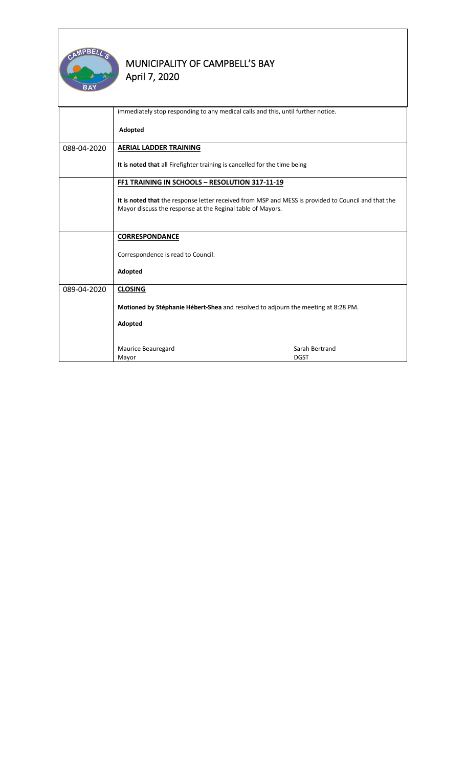| | |
|---|---|
| | immediately stop responding to any medical calls and this, until further notice.<br><br>**Adopted** |
| 088-04-2020 | **AERIAL LADDER TRAINING**<br><br>**It is noted that** all Firefighter training is cancelled for the time being |
| | **FF1 TRAINING IN SCHOOLS – RESOLUTION 317-11-19**<br><br>**It is noted that** the response letter received from MSP and MESS is provided to Council and that the Mayor discuss the response at the Reginal table of Mayors. |
| | **CORRESPONDANCE**<br><br>Correspondence is read to Council.<br><br>**Adopted** |
| 089-04-2020 | **CLOSING**<br><br>**Motioned by Stéphanie Hébert-Shea** and resolved to adjourn the meeting at 8:28 PM.<br><br>**Adopted**<br><br>Maurice Beauregard — Mayor<br>Sarah Bertrand — DGST |